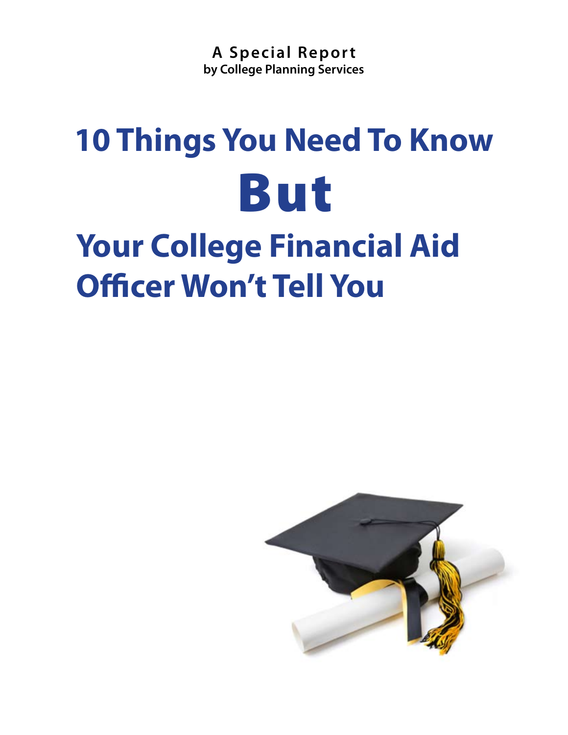**A Special Report**
**by College Planning Services**

# 10 Things You Need To Know

# But

# Your College Financial Aid Officer Won't Tell You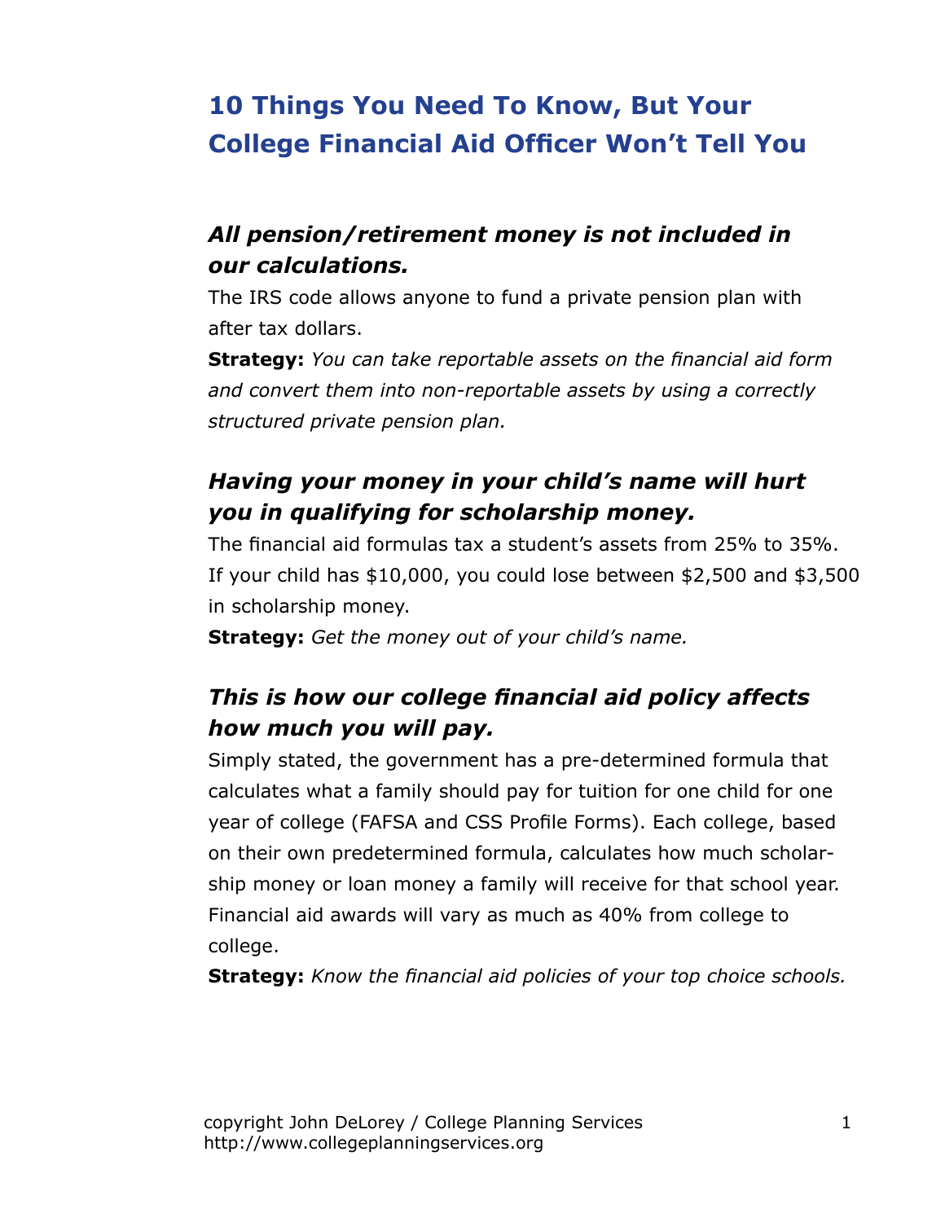# 10 Things You Need To Know, But Your College Financial Aid Officer Won't Tell You

### *All pension/retirement money is not included in our calculations.*

The IRS code allows anyone to fund a private pension plan with after tax dollars.

**Strategy:** *You can take reportable assets on the financial aid form and convert them into non-reportable assets by using a correctly structured private pension plan.*

### *Having your money in your child's name will hurt you in qualifying for scholarship money.*

The financial aid formulas tax a student's assets from 25% to 35%. If your child has $10,000, you could lose between $2,500 and $3,500 in scholarship money.

**Strategy:** *Get the money out of your child's name.*

### *This is how our college financial aid policy affects how much you will pay.*

Simply stated, the government has a pre-determined formula that calculates what a family should pay for tuition for one child for one year of college (FAFSA and CSS Profile Forms). Each college, based on their own predetermined formula, calculates how much scholarship money or loan money a family will receive for that school year. Financial aid awards will vary as much as 40% from college to college.

**Strategy:** *Know the financial aid policies of your top choice schools.*

copyright John DeLorey / College Planning Services
http://www.collegeplanningservices.org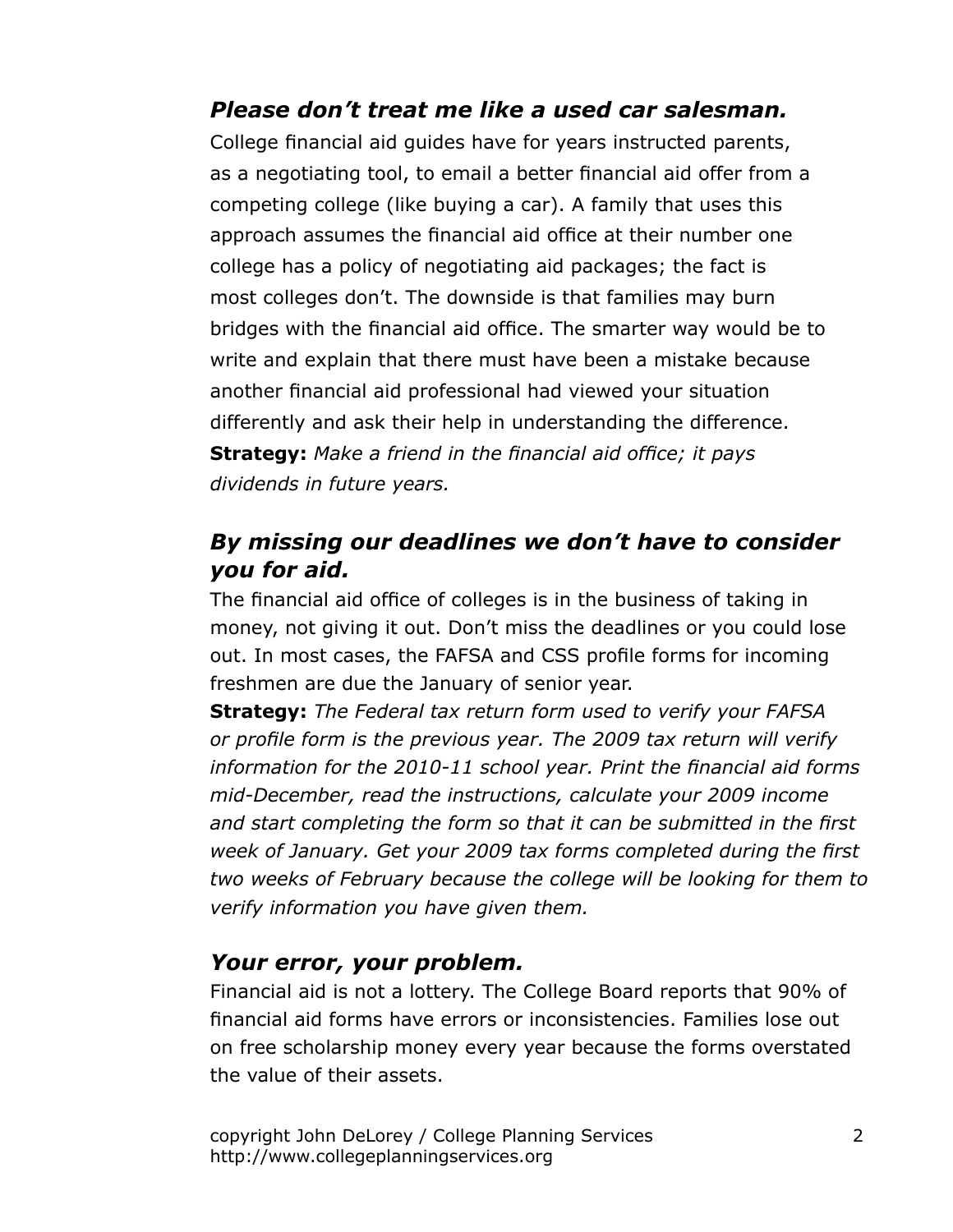## *Please don't treat me like a used car salesman.*

College financial aid guides have for years instructed parents, as a negotiating tool, to email a better financial aid offer from a competing college (like buying a car). A family that uses this approach assumes the financial aid office at their number one college has a policy of negotiating aid packages; the fact is most colleges don't. The downside is that families may burn bridges with the financial aid office. The smarter way would be to write and explain that there must have been a mistake because another financial aid professional had viewed your situation differently and ask their help in understanding the difference.

**Strategy:** *Make a friend in the financial aid office; it pays dividends in future years.*

## *By missing our deadlines we don't have to consider you for aid.*

The financial aid office of colleges is in the business of taking in money, not giving it out. Don't miss the deadlines or you could lose out. In most cases, the FAFSA and CSS profile forms for incoming freshmen are due the January of senior year.

**Strategy:** *The Federal tax return form used to verify your FAFSA or profile form is the previous year. The 2009 tax return will verify information for the 2010-11 school year. Print the financial aid forms mid-December, read the instructions, calculate your 2009 income and start completing the form so that it can be submitted in the first week of January. Get your 2009 tax forms completed during the first two weeks of February because the college will be looking for them to verify information you have given them.*

## *Your error, your problem.*

Financial aid is not a lottery. The College Board reports that 90% of financial aid forms have errors or inconsistencies. Families lose out on free scholarship money every year because the forms overstated the value of their assets.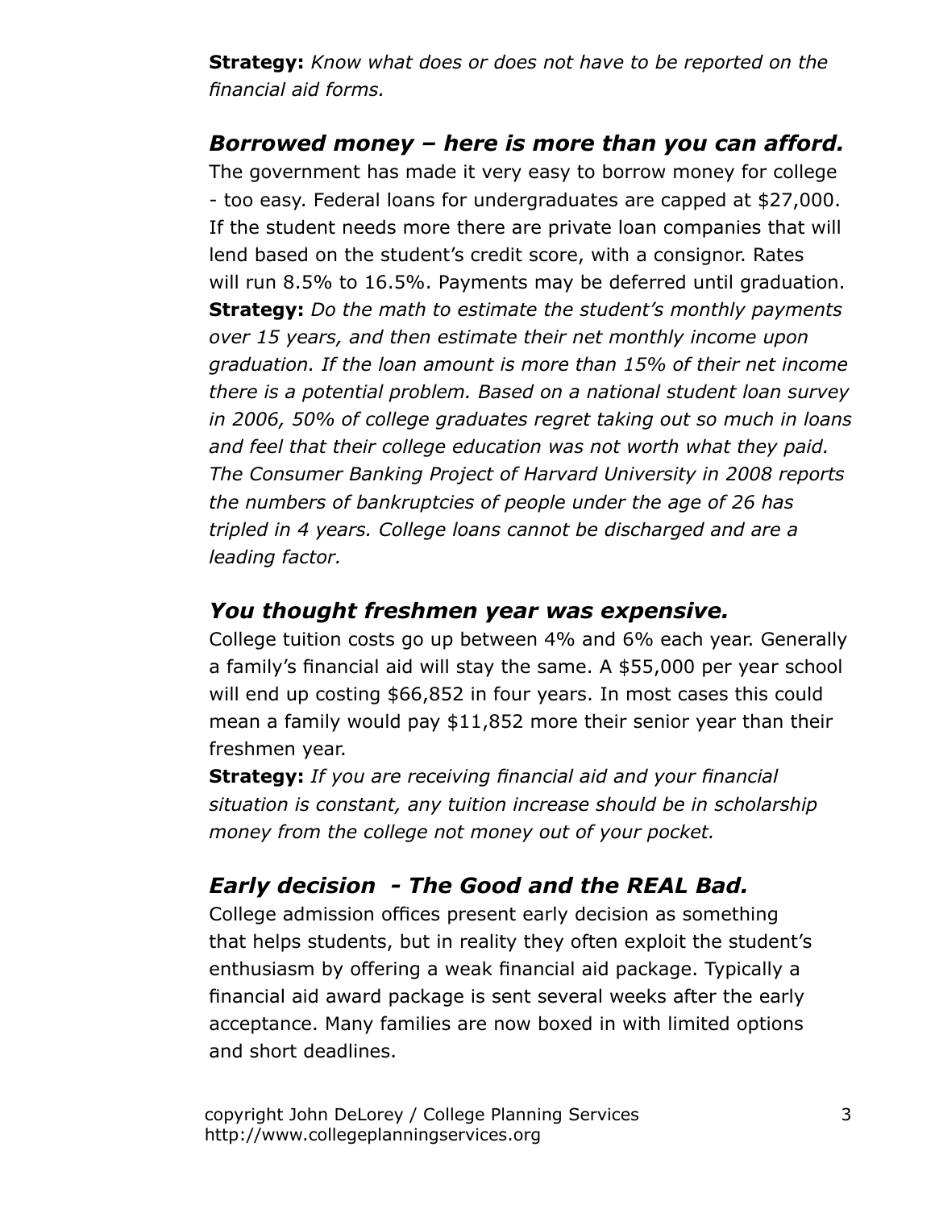**Strategy:** *Know what does or does not have to be reported on the financial aid forms.*

### *Borrowed money – here is more than you can afford.*

The government has made it very easy to borrow money for college - too easy. Federal loans for undergraduates are capped at $27,000. If the student needs more there are private loan companies that will lend based on the student's credit score, with a consignor. Rates will run 8.5% to 16.5%. Payments may be deferred until graduation.

**Strategy:** *Do the math to estimate the student's monthly payments over 15 years, and then estimate their net monthly income upon graduation. If the loan amount is more than 15% of their net income there is a potential problem. Based on a national student loan survey in 2006, 50% of college graduates regret taking out so much in loans and feel that their college education was not worth what they paid. The Consumer Banking Project of Harvard University in 2008 reports the numbers of bankruptcies of people under the age of 26 has tripled in 4 years. College loans cannot be discharged and are a leading factor.*

### *You thought freshmen year was expensive.*

College tuition costs go up between 4% and 6% each year. Generally a family's financial aid will stay the same. A $55,000 per year school will end up costing $66,852 in four years. In most cases this could mean a family would pay $11,852 more their senior year than their freshmen year.

**Strategy:** *If you are receiving financial aid and your financial situation is constant, any tuition increase should be in scholarship money from the college not money out of your pocket.*

### *Early decision - The Good and the REAL Bad.*

College admission offices present early decision as something that helps students, but in reality they often exploit the student's enthusiasm by offering a weak financial aid package. Typically a financial aid award package is sent several weeks after the early acceptance. Many families are now boxed in with limited options and short deadlines.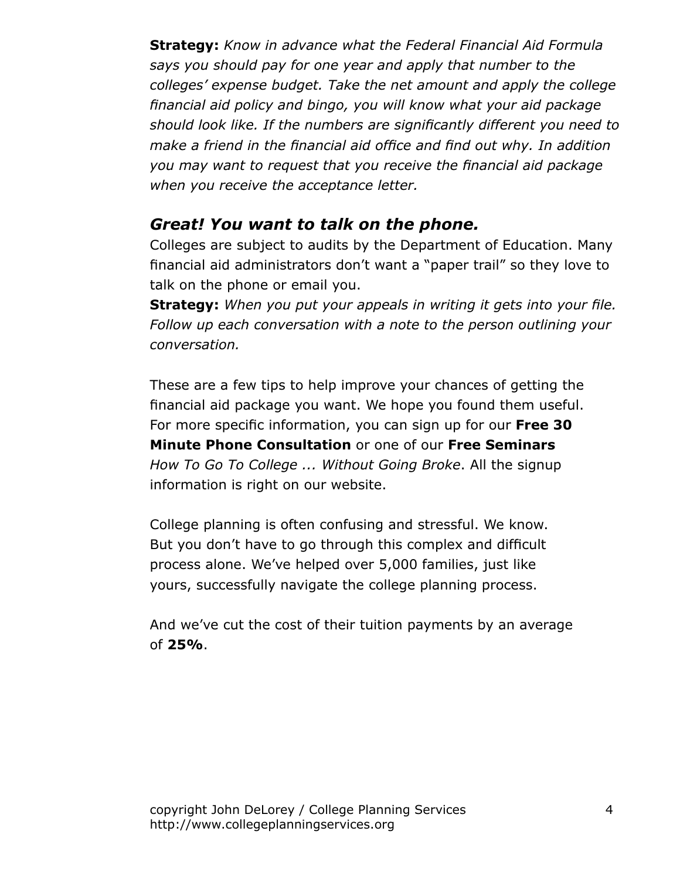**Strategy:** *Know in advance what the Federal Financial Aid Formula says you should pay for one year and apply that number to the colleges' expense budget. Take the net amount and apply the college financial aid policy and bingo, you will know what your aid package should look like. If the numbers are significantly different you need to make a friend in the financial aid office and find out why. In addition you may want to request that you receive the financial aid package when you receive the acceptance letter.*

## *Great! You want to talk on the phone.*

Colleges are subject to audits by the Department of Education. Many financial aid administrators don't want a "paper trail" so they love to talk on the phone or email you.

**Strategy:** *When you put your appeals in writing it gets into your file. Follow up each conversation with a note to the person outlining your conversation.*

These are a few tips to help improve your chances of getting the financial aid package you want. We hope you found them useful. For more specific information, you can sign up for our **Free 30 Minute Phone Consultation** or one of our **Free Seminars** *How To Go To College ... Without Going Broke*. All the signup information is right on our website.

College planning is often confusing and stressful. We know. But you don't have to go through this complex and difficult process alone. We've helped over 5,000 families, just like yours, successfully navigate the college planning process.

And we've cut the cost of their tuition payments by an average of **25%**.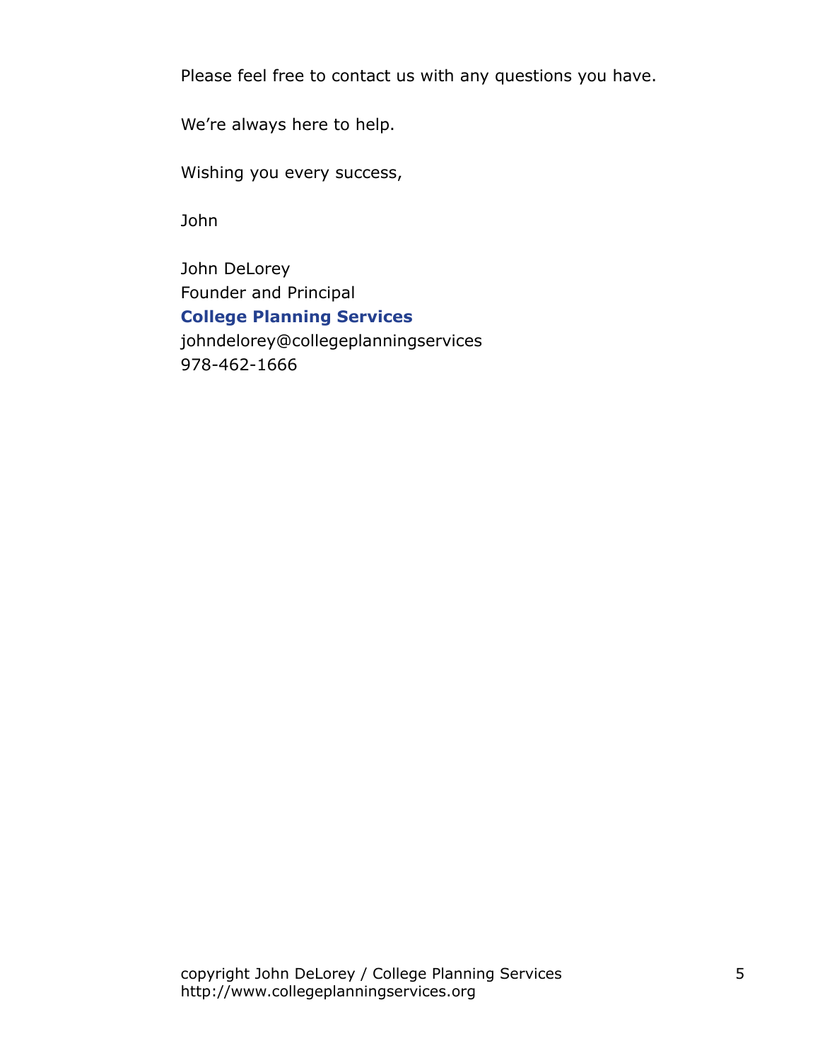Please feel free to contact us with any questions you have.

We're always here to help.

Wishing you every success,

John

John DeLorey  
Founder and Principal  
**College Planning Services**  
johndelorey@collegeplanningservices  
978-462-1666

copyright John DeLorey / College Planning Services  
http://www.collegeplanningservices.org